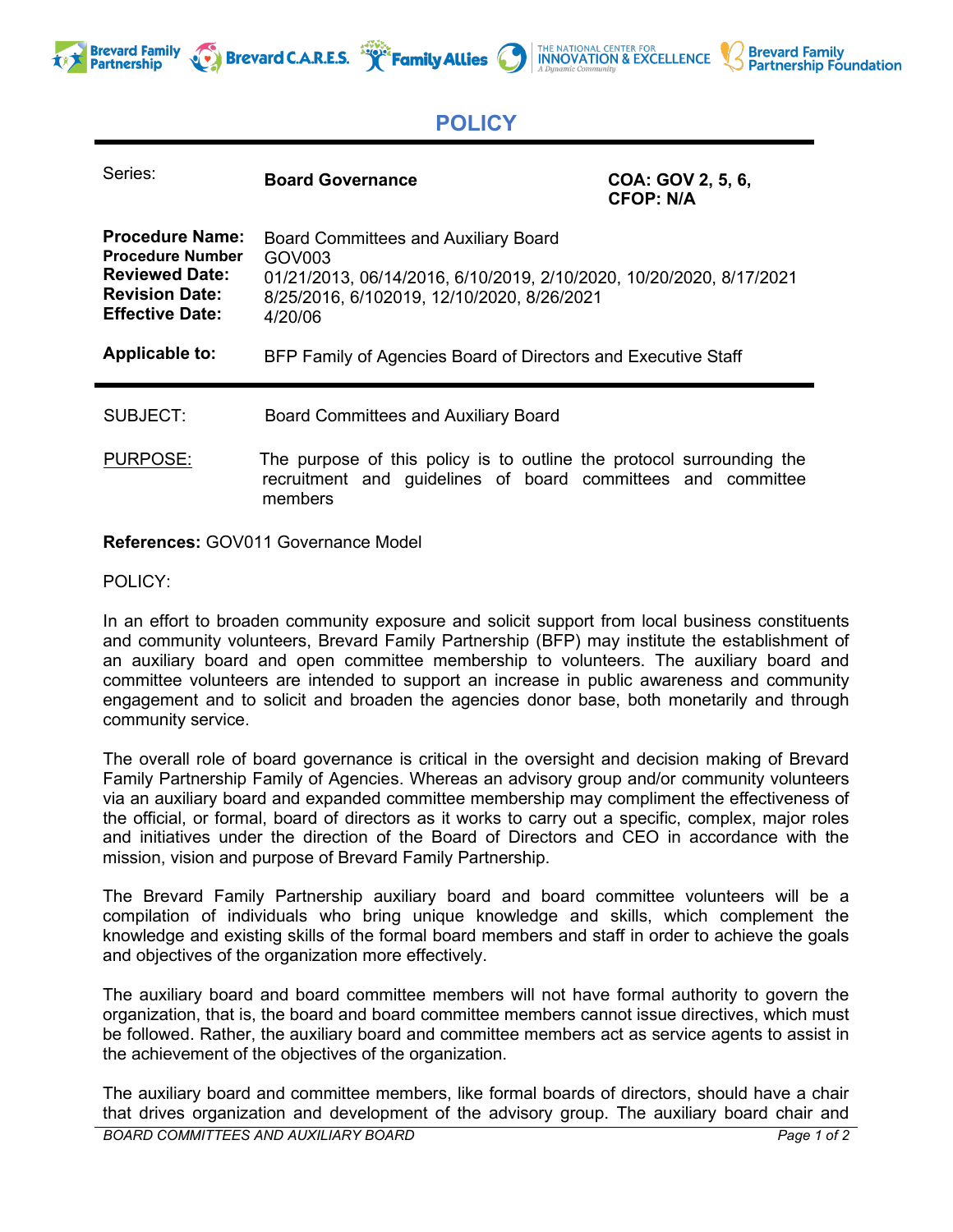# POLICY

| | | |
|---|---|---|
| Series: | **Board Governance** | **COA: GOV 2, 5, 6, CFOP: N/A** |
| **Procedure Name:** | Board Committees and Auxiliary Board | |
| **Procedure Number** | GOV003 | |
| **Reviewed Date:** | 01/21/2013, 06/14/2016, 6/10/2019, 2/10/2020, 10/20/2020, 8/17/2021 | |
| **Revision Date:** | 8/25/2016, 6/102019, 12/10/2020, 8/26/2021 | |
| **Effective Date:** | 4/20/06 | |
| **Applicable to:** | BFP Family of Agencies Board of Directors and Executive Staff | |

SUBJECT: Board Committees and Auxiliary Board

PURPOSE: The purpose of this policy is to outline the protocol surrounding the recruitment and guidelines of board committees and committee members

**References:** GOV011 Governance Model

POLICY:

In an effort to broaden community exposure and solicit support from local business constituents and community volunteers, Brevard Family Partnership (BFP) may institute the establishment of an auxiliary board and open committee membership to volunteers. The auxiliary board and committee volunteers are intended to support an increase in public awareness and community engagement and to solicit and broaden the agencies donor base, both monetarily and through community service.

The overall role of board governance is critical in the oversight and decision making of Brevard Family Partnership Family of Agencies. Whereas an advisory group and/or community volunteers via an auxiliary board and expanded committee membership may compliment the effectiveness of the official, or formal, board of directors as it works to carry out a specific, complex, major roles and initiatives under the direction of the Board of Directors and CEO in accordance with the mission, vision and purpose of Brevard Family Partnership.

The Brevard Family Partnership auxiliary board and board committee volunteers will be a compilation of individuals who bring unique knowledge and skills, which complement the knowledge and existing skills of the formal board members and staff in order to achieve the goals and objectives of the organization more effectively.

The auxiliary board and board committee members will not have formal authority to govern the organization, that is, the board and board committee members cannot issue directives, which must be followed. Rather, the auxiliary board and committee members act as service agents to assist in the achievement of the objectives of the organization.

The auxiliary board and committee members, like formal boards of directors, should have a chair that drives organization and development of the advisory group. The auxiliary board chair and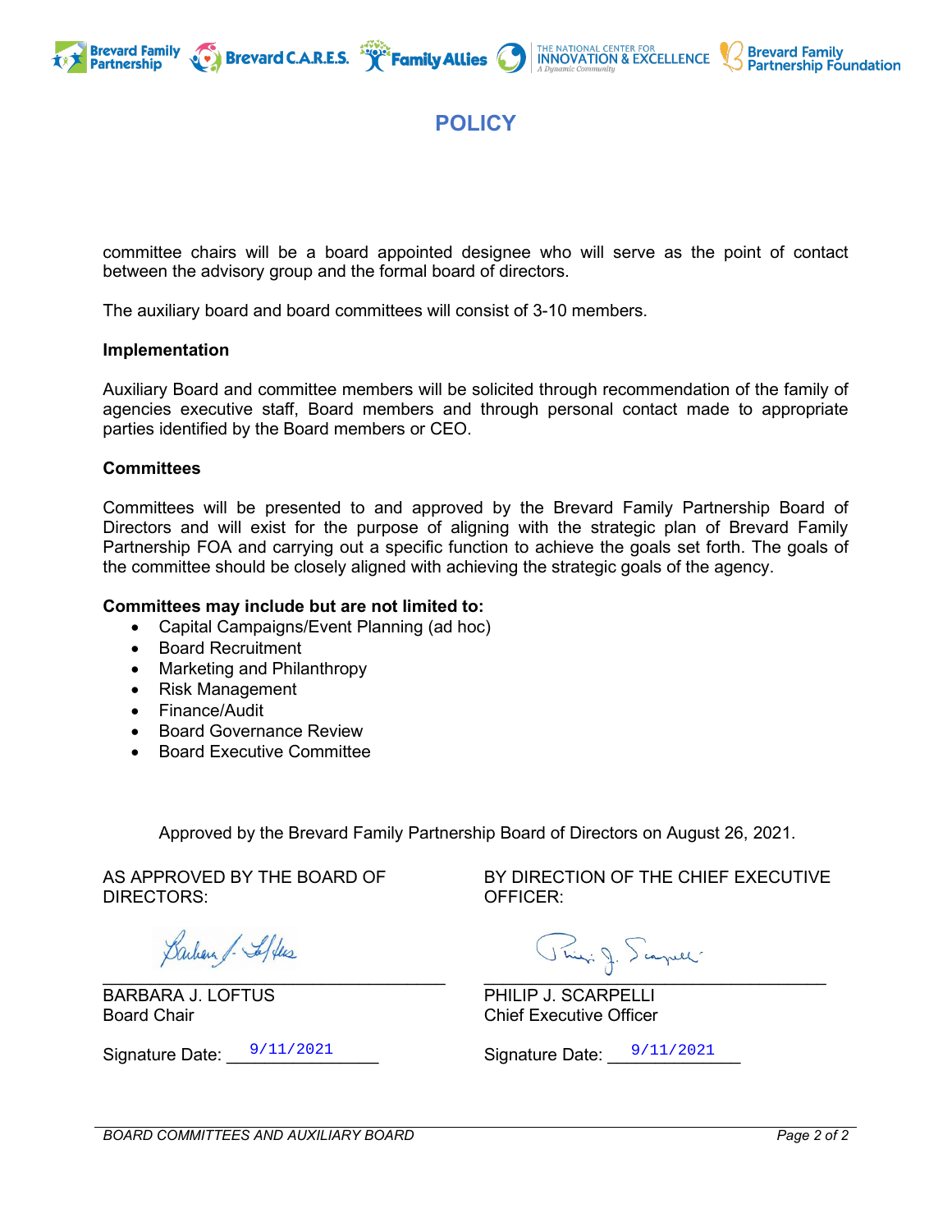# POLICY

committee chairs will be a board appointed designee who will serve as the point of contact between the advisory group and the formal board of directors.

The auxiliary board and board committees will consist of 3-10 members.

**Implementation**

Auxiliary Board and committee members will be solicited through recommendation of the family of agencies executive staff, Board members and through personal contact made to appropriate parties identified by the Board members or CEO.

**Committees**

Committees will be presented to and approved by the Brevard Family Partnership Board of Directors and will exist for the purpose of aligning with the strategic plan of Brevard Family Partnership FOA and carrying out a specific function to achieve the goals set forth. The goals of the committee should be closely aligned with achieving the strategic goals of the agency.

**Committees may include but are not limited to:**

- Capital Campaigns/Event Planning (ad hoc)
- Board Recruitment
- Marketing and Philanthropy
- Risk Management
- Finance/Audit
- Board Governance Review
- Board Executive Committee

Approved by the Brevard Family Partnership Board of Directors on August 26, 2021.

AS APPROVED BY THE BOARD OF DIRECTORS:

BARBARA J. LOFTUS
Board Chair

Signature Date: 9/11/2021

BY DIRECTION OF THE CHIEF EXECUTIVE OFFICER:

PHILIP J. SCARPELLI
Chief Executive Officer

Signature Date: 9/11/2021